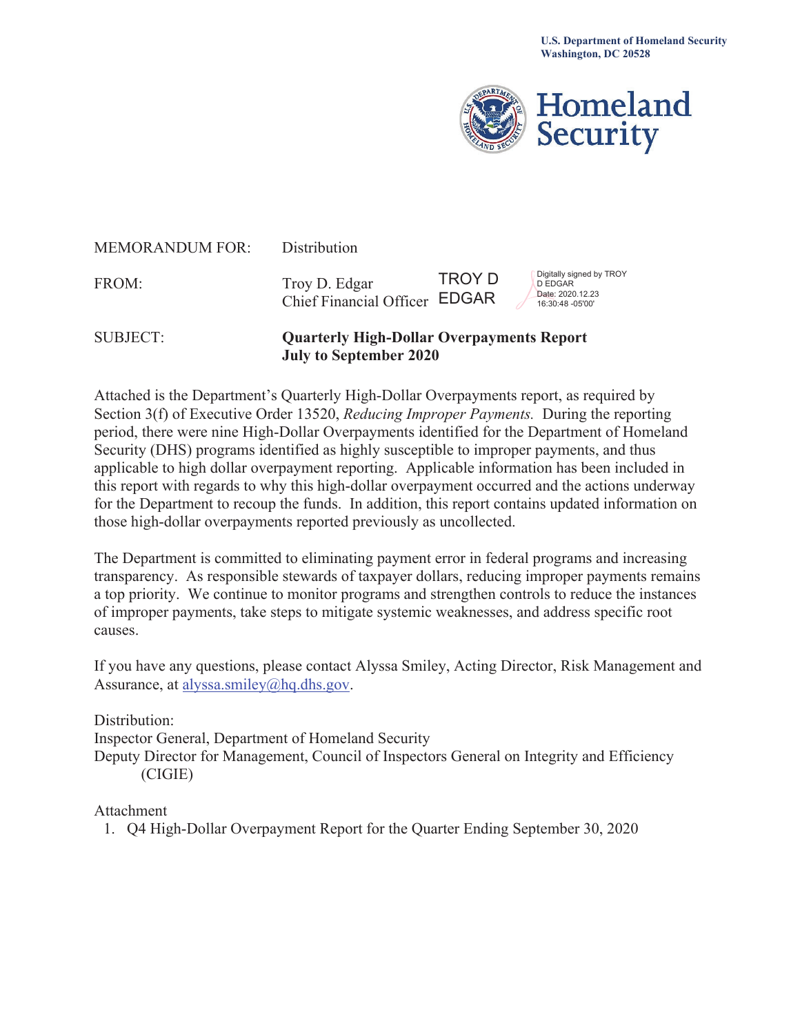U.S. Department of Homeland Security
Washington, DC 20528

Homeland Security

MEMORANDUM FOR: Distribution

FROM: Troy D. Edgar
Chief Financial Officer

TROY D EDGAR — Digitally signed by TROY D EDGAR Date: 2020.12.23 16:30:48 -05'00'

SUBJECT: **Quarterly High-Dollar Overpayments Report July to September 2020**

Attached is the Department's Quarterly High-Dollar Overpayments report, as required by Section 3(f) of Executive Order 13520, *Reducing Improper Payments.* During the reporting period, there were nine High-Dollar Overpayments identified for the Department of Homeland Security (DHS) programs identified as highly susceptible to improper payments, and thus applicable to high dollar overpayment reporting. Applicable information has been included in this report with regards to why this high-dollar overpayment occurred and the actions underway for the Department to recoup the funds. In addition, this report contains updated information on those high-dollar overpayments reported previously as uncollected.

The Department is committed to eliminating payment error in federal programs and increasing transparency. As responsible stewards of taxpayer dollars, reducing improper payments remains a top priority. We continue to monitor programs and strengthen controls to reduce the instances of improper payments, take steps to mitigate systemic weaknesses, and address specific root causes.

If you have any questions, please contact Alyssa Smiley, Acting Director, Risk Management and Assurance, at alyssa.smiley@hq.dhs.gov.

Distribution:
Inspector General, Department of Homeland Security
Deputy Director for Management, Council of Inspectors General on Integrity and Efficiency (CIGIE)

Attachment
1. Q4 High-Dollar Overpayment Report for the Quarter Ending September 30, 2020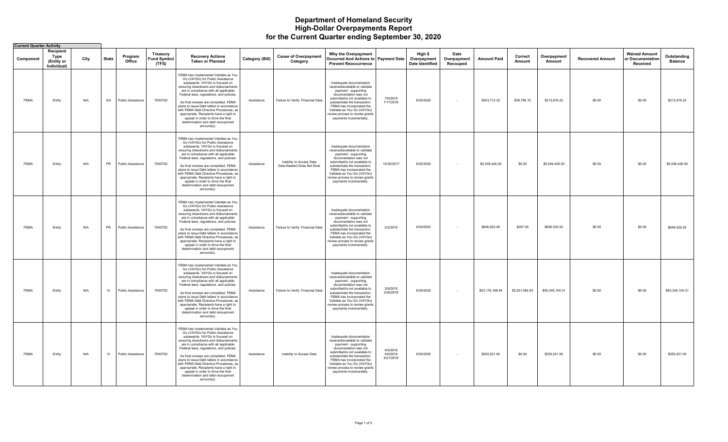# Department of Homeland Security
# High-Dollar Overpayments Report
# for the Current Quarter ending September 30, 2020

**Current Quarter Activity**

| Component | Recipient Type (Entity or Individual) | City | State | Program Office | Treasury Fund Symbol (TFS) | Recovery Actions Taken or Planned | Category (Bill) | Cause of Overpayment Category | Why the Overpayment Occurred And Actions to Prevent Reoccurrence | Payment Date | High $ Overpayment Date Identified | Date Overpayment Recouped | Amount Paid | Correct Amount | Overpayment Amount | Recovered Amount | Waived Amount or Documentation Received | Outstanding Balance |
|---|---|---|---|---|---|---|---|---|---|---|---|---|---|---|---|---|---|---|
| FEMA | Entity | N/A | GA | Public Assistance | 70X0702 | FEMA has implemented Validate as You Go (VAYGo) for Public Assistance subawards. VAYGo is focused on ensuring drawdowns and disbursements are in compliance with all applicable Federal laws, regulations, and policies. As final reviews are completed, FEMA plans to issue Debt letters in accordance with FEMA Debt Directive Procedures, as appropriate. Recipients have a right to appeal in order to drive the final determination and debt recoupment amount(s). | Assistance | Failure to Verify: Financial Data | Inadequate documentation received/available to validate payment - supporting documentation was not submitted/is not available to substantiate the transaction. FEMA has incorporated the Validate as You Go (VAYGo) review process to review grants payments incrementally. | 7/6/2018 7/17/2018 | 9/30/2020 | - | $253,712.32 | $39,796.10 | $213,916.22 | $0.00 | $0.00 | $213,916.22 |
| FEMA | Entity | N/A | PR | Public Assistance | 70X0702 | FEMA has implemented Validate as You Go (VAYGo) for Public Assistance subawards. VAYGo is focused on ensuring drawdowns and disbursements are in compliance with all applicable Federal laws, regulations, and policies. As final reviews are completed, FEMA plans to issue Debt letters in accordance with FEMA Debt Directive Procedures, as appropriate. Recipients have a right to appeal in order to drive the final determination and debt recoupment amount(s). | Assistance | Inability to Access Data Data Needed Does Not Exist | Inadequate documentation received/available to validate payment - supporting documentation was not submitted/is not available to substantiate the transaction. FEMA has incorporated the Validate as You Go (VAYGo) review process to review grants payments incrementally. | 10/30/2017 | 9/30/2020 | - | $5,549,426.00 | $0.00 | $5,549,426.00 | $0.00 | $0.00 | $5,549,426.00 |
| FEMA | Entity | N/A | PR | Public Assistance | 70X0702 | FEMA has implemented Validate as You Go (VAYGo) for Public Assistance subawards. VAYGo is focused on ensuring drawdowns and disbursements are in compliance with all applicable Federal laws, regulations, and policies. As final reviews are completed, FEMA plans to issue Debt letters in accordance with FEMA Debt Directive Procedures, as appropriate. Recipients have a right to appeal in order to drive the final determination and debt recoupment amount(s). | Assistance | Failure to Verify: Financial Data | Inadequate documentation received/available to validate payment - supporting documentation was not submitted/is not available to substantiate the transaction. FEMA has incorporated the Validate as You Go (VAYGo) review process to review grants payments incrementally. | 2/2/2018 | 9/30/2020 | - | $646,822.48 | $297.46 | $646,525.02 | $0.00 | $0.00 | $646,525.02 |
| FEMA | Entity | N/A | VI | Public Assistance | 70X0702 | FEMA has implemented Validate as You Go (VAYGo) for Public Assistance subawards. VAYGo is focused on ensuring drawdowns and disbursements are in compliance with all applicable Federal laws, regulations, and policies. As final reviews are completed, FEMA plans to issue Debt letters in accordance with FEMA Debt Directive Procedures, as appropriate. Recipients have a right to appeal in order to drive the final determination and debt recoupment amount(s). | Assistance | Failure to Verify: Financial Data | Inadequate documentation received/available to validate payment - supporting documentation was not submitted/is not available to substantiate the transaction. FEMA has incorporated the Validate as You Go (VAYGo) review process to review grants payments incrementally. | 2/9/2018 3/26/2018 | 9/30/2020 | - | $53,176,168.94 | $2,831,064.63 | $50,345,104.31 | $0.00 | $0.00 | $50,345,104.31 |
| FEMA | Entity | N/A | VI | Public Assistance | 70X0702 | FEMA has implemented Validate as You Go (VAYGo) for Public Assistance subawards. VAYGo is focused on ensuring drawdowns and disbursements are in compliance with all applicable Federal laws, regulations, and policies. As final reviews are completed, FEMA plans to issue Debt letters in accordance with FEMA Debt Directive Procedures, as appropriate. Recipients have a right to appeal in order to drive the final determination and debt recoupment amount(s). | Assistance | Inability to Access Data | Inadequate documentation received/available to validate payment - supporting documentation was not submitted/is not available to substantiate the transaction. FEMA has incorporated the Validate as You Go (VAYGo) review process to review grants payments incrementally. | 4/5/2018 4/6/2018 5/21/2018 | 9/30/2020 | - | $255,521.00 | $0.00 | $255,521.00 | $0.00 | $0.00 | $255,521.00 |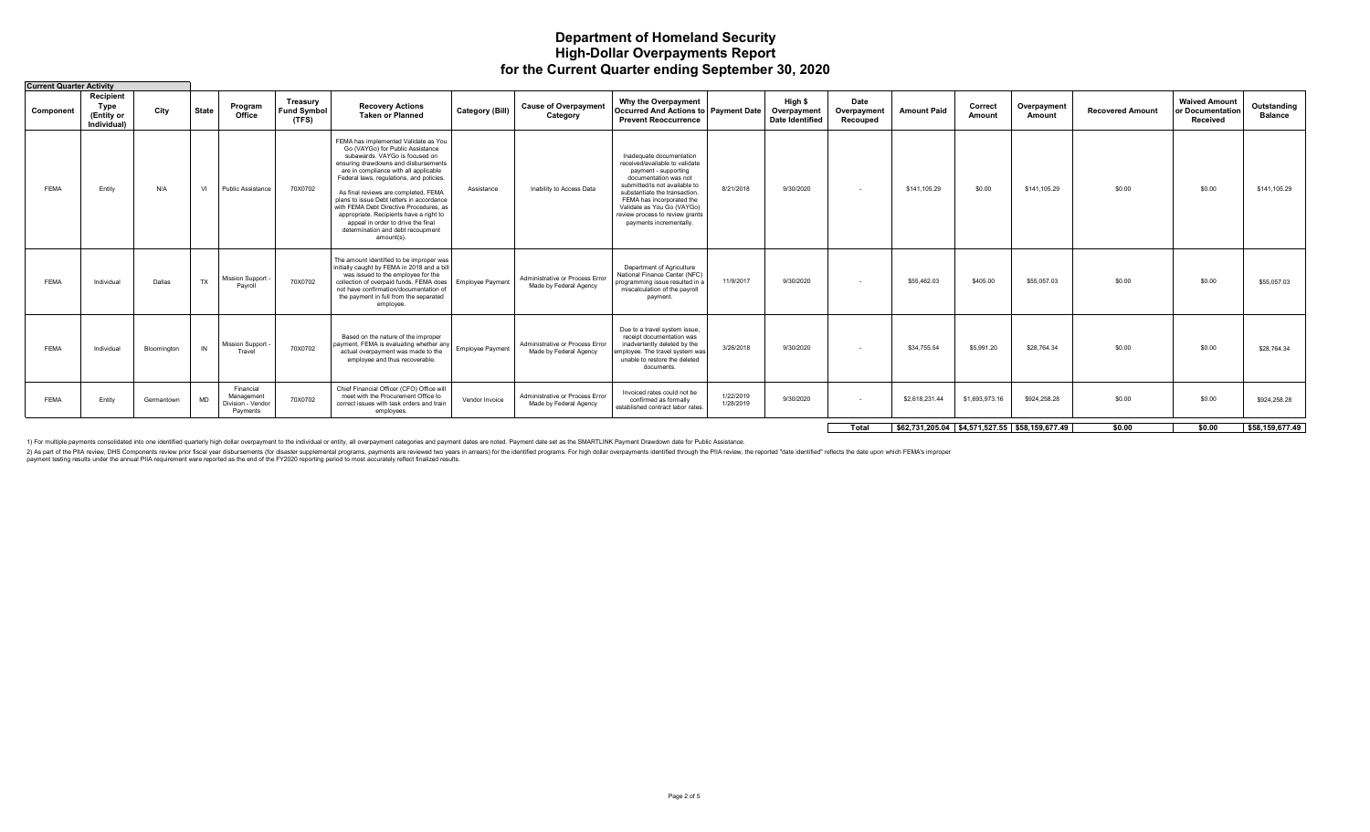# Department of Homeland Security
## High-Dollar Overpayments Report
### for the Current Quarter ending September 30, 2020

**Current Quarter Activity**

| Component | Recipient Type (Entity or Individual) | City | State | Program Office | Treasury Fund Symbol (TFS) | Recovery Actions Taken or Planned | Category (Bill) | Cause of Overpayment Category | Why the Overpayment Occurred And Actions to Prevent Reoccurrence | Payment Date | High $ Overpayment Date Identified | Date Overpayment Recouped | Amount Paid | Correct Amount | Overpayment Amount | Recovered Amount | Waived Amount or Documentation Received | Outstanding Balance |
|---|---|---|---|---|---|---|---|---|---|---|---|---|---|---|---|---|---|---|
| FEMA | Entity | N/A | VI | Public Assistance | 70X0702 | FEMA has implemented Validate as You Go (VAYGo) for Public Assistance subawards. VAYGo is focused on ensuring drawdowns and disbursements are in compliance with all applicable Federal laws, regulations, and policies. As final reviews are completed, FEMA plans to issue Debt letters in accordance with FEMA Debt Directive Procedures, as appropriate. Recipients have a right to appeal in order to drive the final determination and debt recoupment amount(s). | Assistance | Inability to Access Data | Inadequate documentation received/available to validate payment - supporting documentation was not submitted/is not available to substantiate the transaction. FEMA has incorporated the Validate as You Go (VAYGo) review process to review grants payments incrementally. | 8/21/2018 | 9/30/2020 | - | $141,105.29 | $0.00 | $141,105.29 | $0.00 | $0.00 | $141,105.29 |
| FEMA | Individual | Dallas | TX | Mission Support - Payroll | 70X0702 | The amount identified to be improper was initially caught by FEMA in 2018 and a bill was issued to the employee for the collection of overpaid funds. FEMA does not have confirmation/documentation of the payment in full from the separated employee. | Employee Payment | Administrative or Process Error Made by Federal Agency | Department of Agriculture National Finance Center (NFC) programming issue resulted in a miscalculation of the payroll payment. | 11/9/2017 | 9/30/2020 | - | $55,462.03 | $405.00 | $55,057.03 | $0.00 | $0.00 | $55,057.03 |
| FEMA | Individual | Bloomington | IN | Mission Support - Travel | 70X0702 | Based on the nature of the improper payment, FEMA is evaluating whether any actual overpayment was made to the employee and thus recoverable. | Employee Payment | Administrative or Process Error Made by Federal Agency | Due to a travel system issue, receipt documentation was inadvertently deleted by the employee. The travel system was unable to restore the deleted documents. | 3/26/2018 | 9/30/2020 | - | $34,755.54 | $5,991.20 | $28,764.34 | $0.00 | $0.00 | $28,764.34 |
| FEMA | Entity | Germantown | MD | Financial Management Division - Vendor Payments | 70X0702 | Chief Financial Officer (CFO) Office will meet with the Procurement Office to correct issues with task orders and train employees. | Vendor Invoice | Administrative or Process Error Made by Federal Agency | Invoiced rates could not be confirmed as formally established contract labor rates. | 1/22/2019 1/28/2019 | 9/30/2020 | - | $2,618,231.44 | $1,693,973.16 | $924,258.28 | $0.00 | $0.00 | $924,258.28 |
| | | | | | | | | | | | | **Total** | **$62,731,205.04** | **$4,571,527.55** | **$58,159,677.49** | **$0.00** | **$0.00** | **$58,159,677.49** |

1) For multiple payments consolidated into one identified quarterly high dollar overpayment to the individual or entity, all overpayment categories and payment dates are noted. Payment date set as the SMARTLINK Payment Drawdown date for Public Assistance.

2) As part of the PIIA review, DHS Components review prior fiscal year disbursements (for disaster supplemental programs, payments are reviewed two years in arrears) for the identified programs. For high dollar overpayments identified through the PIIA review, the reported "date identified" reflects the date upon which FEMA's improper payment testing results under the annual PIIA requirement were reported as the end of the FY2020 reporting period to most accurately reflect finalized results.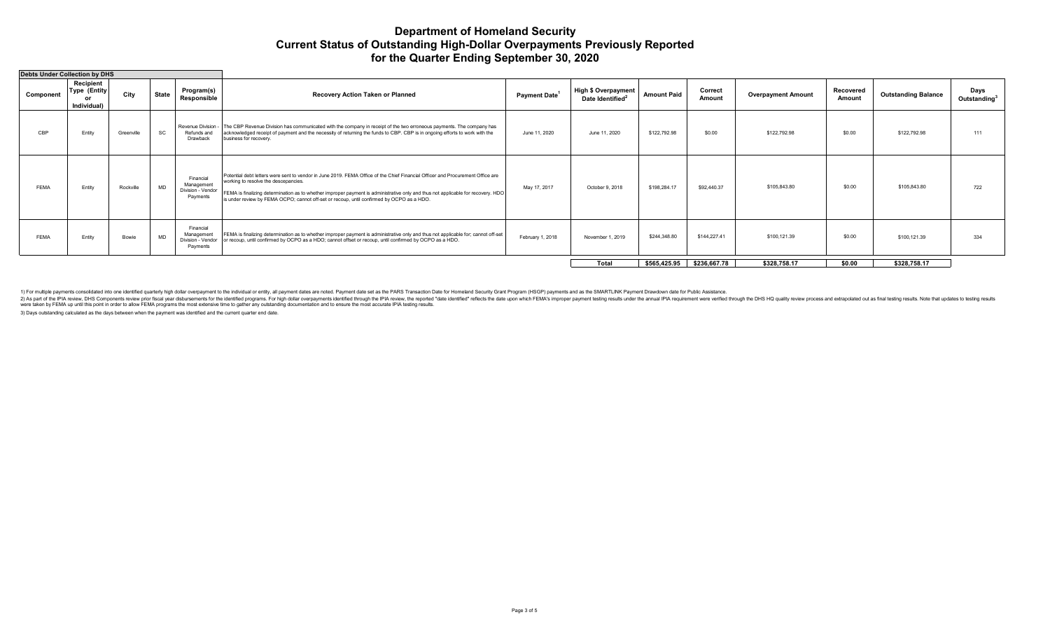# Department of Homeland Security
# Current Status of Outstanding High-Dollar Overpayments Previously Reported
# for the Quarter Ending September 30, 2020

**Debts Under Collection by DHS**

| Component | Recipient Type (Entity or Individual) | City | State | Program(s) Responsible | Recovery Action Taken or Planned | Payment Date[1] | High $ Overpayment Date Identified[2] | Amount Paid | Correct Amount | Overpayment Amount | Recovered Amount | Outstanding Balance | Days Outstanding[3] |
|---|---|---|---|---|---|---|---|---|---|---|---|---|---|
| CBP | Entity | Greenville | SC | Revenue Division - Refunds and Drawback | The CBP Revenue Division has communicated with the company in receipt of the two erroneous payments. The company has acknowledged receipt of payment and the necessity of returning the funds to CBP. CBP is in ongoing efforts to work with the business for recovery. | June 11, 2020 | June 11, 2020 | $122,792.98 | $0.00 | $122,792.98 | $0.00 | $122,792.98 | 111 |
| FEMA | Entity | Rockville | MD | Financial Management Division - Vendor Payments | Potential debt letters were sent to vendor in June 2019. FEMA Office of the Chief Financial Officer and Procurement Office are working to resolve the descepancies. FEMA is finalizing determination as to whether improper payment is administrative only and thus not applicable for recovery. HDO is under review by FEMA OCPO; cannot off-set or recoup, until confirmed by OCPO as a HDO. | May 17, 2017 | October 9, 2018 | $198,284.17 | $92,440.37 | $105,843.80 | $0.00 | $105,843.80 | 722 |
| FEMA | Entity | Bowie | MD | Financial Management Division - Vendor Payments | FEMA is finalizing determination as to whether improper payment is administrative only and thus not applicable for; cannot off-set or recoup, until confirmed by OCPO as a HDO; cannot offset or recoup, until confirmed by OCPO as a HDO. | February 1, 2018 | November 1, 2019 | $244,348.80 | $144,227.41 | $100,121.39 | $0.00 | $100,121.39 | 334 |
| | | | | | | | **Total** | **$565,425.95** | **$236,667.78** | **$328,758.17** | **$0.00** | **$328,758.17** | |

1) For multiple payments consolidated into one identified quarterly high dollar overpayment to the individual or entity, all payment dates are noted. Payment date set as the PARS Transaction Date for Homeland Security Grant Program (HSGP) payments and as the SMARTLINK Payment Drawdown date for Public Assistance.

2) As part of the IPIA review, DHS Components review prior fiscal year disbursements for the identified programs. For high dollar overpayments identified through the IPIA review, the reported "date identified" reflects the date upon which FEMA's improper payment testing results under the annual IPIA requirement were verified through the DHS HQ quality review process and extrapolated out as final testing results. Note that updates to testing results were taken by FEMA up until this point in order to allow FEMA programs the most extensive time to gather any outstanding documentation and to ensure the most accurate IPIA testing results.

3) Days outstanding calculated as the days between when the payment was identified and the current quarter end date.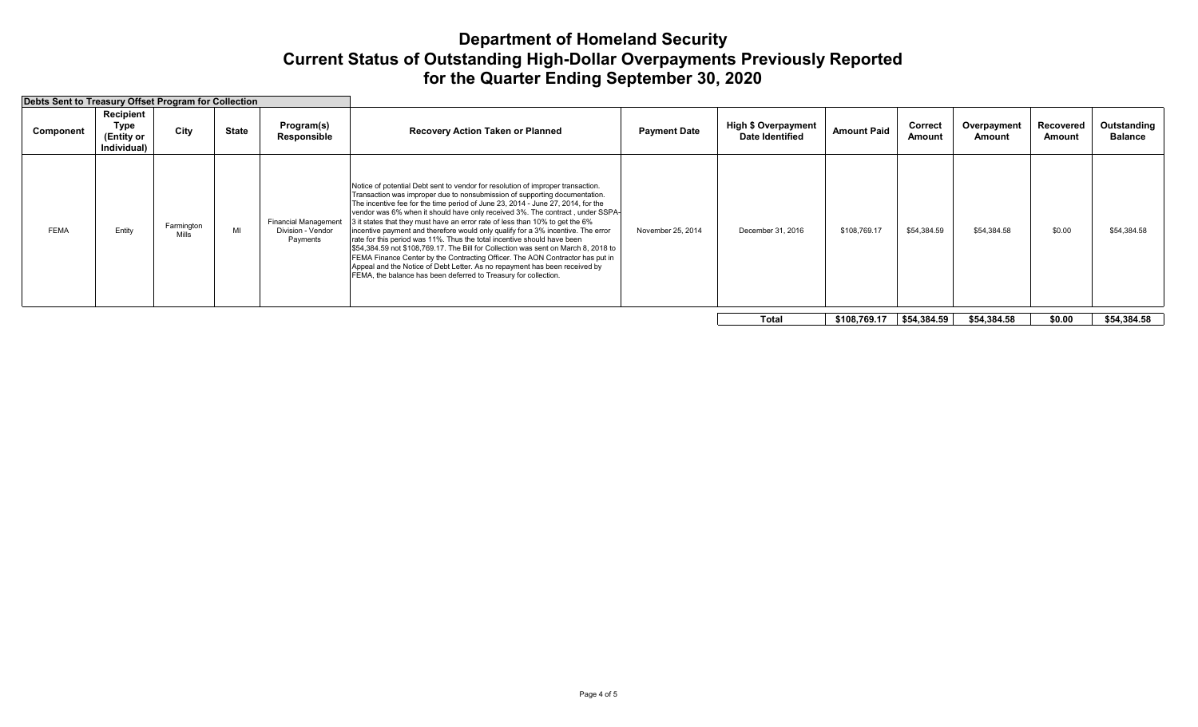# Department of Homeland Security
# Current Status of Outstanding High-Dollar Overpayments Previously Reported
# for the Quarter Ending September 30, 2020

**Debts Sent to Treasury Offset Program for Collection**

| Component | Recipient Type (Entity or Individual) | City | State | Program(s) Responsible | Recovery Action Taken or Planned | Payment Date | High $ Overpayment Date Identified | Amount Paid | Correct Amount | Overpayment Amount | Recovered Amount | Outstanding Balance |
|---|---|---|---|---|---|---|---|---|---|---|---|---|
| FEMA | Entity | Farmington Mills | MI | Financial Management Division - Vendor Payments | Notice of potential Debt sent to vendor for resolution of improper transaction. Transaction was improper due to nonsubmission of supporting documentation. The incentive fee for the time period of June 23, 2014 - June 27, 2014, for the vendor was 6% when it should have only received 3%. The contract , under SSPA-3 it states that they must have an error rate of less than 10% to get the 6% incentive payment and therefore would only qualify for a 3% incentive. The error rate for this period was 11%. Thus the total incentive should have been $54,384.59 not $108,769.17. The Bill for Collection was sent on March 8, 2018 to FEMA Finance Center by the Contracting Officer. The AON Contractor has put in Appeal and the Notice of Debt Letter. As no repayment has been received by FEMA, the balance has been deferred to Treasury for collection. | November 25, 2014 | December 31, 2016 | $108,769.17 | $54,384.59 | $54,384.58 | $0.00 | $54,384.58 |
| | | | | | | | **Total** | **$108,769.17** | **$54,384.59** | **$54,384.58** | **$0.00** | **$54,384.58** |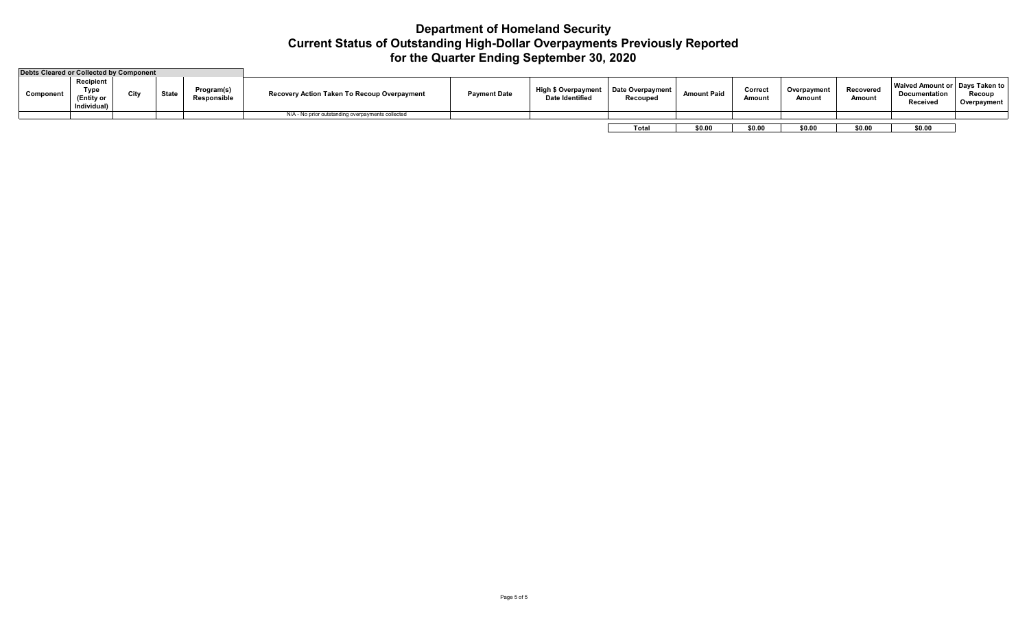# Department of Homeland Security
## Current Status of Outstanding High-Dollar Overpayments Previously Reported
## for the Quarter Ending September 30, 2020

**Debts Cleared or Collected by Component**

| Component | Recipient Type (Entity or Individual) | City | State | Program(s) Responsible | Recovery Action Taken To Recoup Overpayment | Payment Date | High $ Overpayment Date Identified | Date Overpayment Recouped | Amount Paid | Correct Amount | Overpayment Amount | Recovered Amount | Waived Amount or Documentation Received | Days Taken to Recoup Overpayment |
|---|---|---|---|---|---|---|---|---|---|---|---|---|---|---|
| | | | | | N/A - No prior outstanding overpayments collected | | | | | | | | | |
| | | | | | | | | Total | $0.00 | $0.00 | $0.00 | $0.00 | $0.00 | |